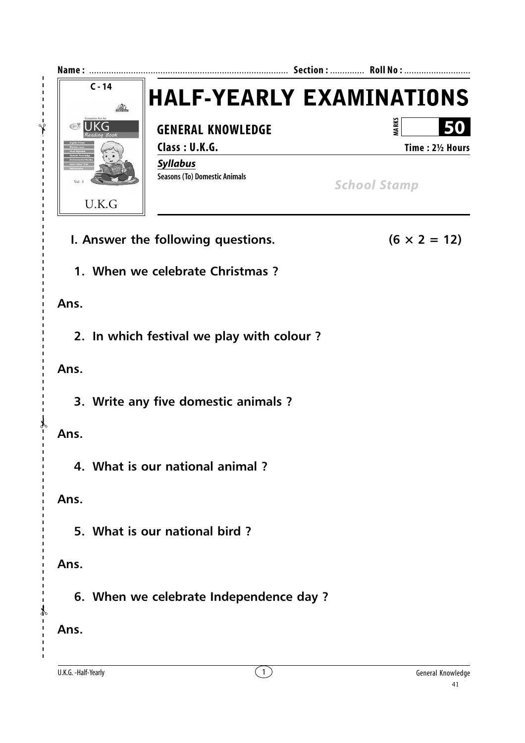Name : ................................................................................ Section : ............. Roll No : ...........................

C - 14

# HALF-YEARLY EXAMINATIONS

## GENERAL KNOWLEDGE

MARKS **50**

**Class : U.K.G.** **Time : 2½ Hours**

***Syllabus***

**Seasons (To) Domestic Animals**

*School Stamp*

**I. Answer the following questions.** **(6 × 2 = 12)**

**1. When we celebrate Christmas ?**

**Ans.**

**2. In which festival we play with colour ?**

**Ans.**

**3. Write any five domestic animals ?**

**Ans.**

**4. What is our national animal ?**

**Ans.**

**5. What is our national bird ?**

**Ans.**

**6. When we celebrate Independence day ?**

**Ans.**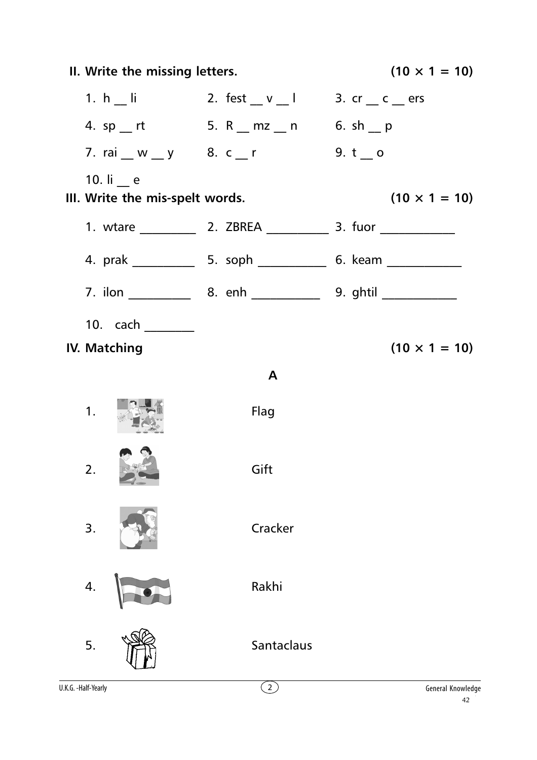## II. Write the missing letters. (10 × 1 = 10)

1. h __ li
2. fest __ v __ l
3. cr __ c __ ers
4. sp __ rt
5. R __ mz __ n
6. sh __ p
7. rai __ w __ y
8. c __ r
9. t __ o
10. li __ e

## III. Write the mis-spelt words. (10 × 1 = 10)

1. wtare ________
2. ZBREA ________
3. fuor ________
4. prak ________
5. soph ________
6. keam ________
7. ilon ________
8. enh ________
9. ghtil ________
10. cach ________

## IV. Matching (10 × 1 = 10)

**A**

1. Flag
2. Gift
3. Cracker
4. Rakhi
5. Santaclaus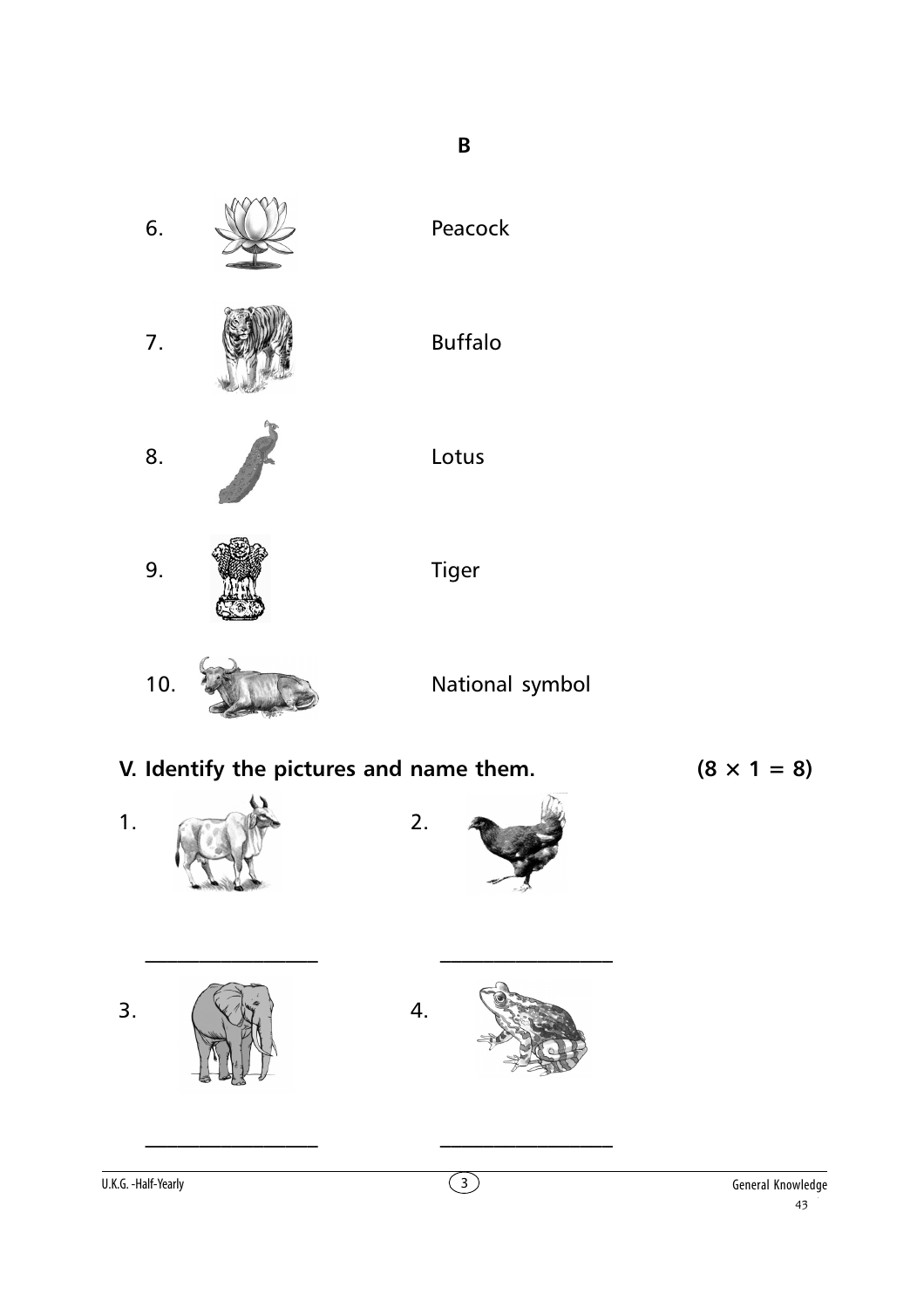**B**

6. Peacock

7. Buffalo

8. Lotus

9. Tiger

10. National symbol

## V. Identify the pictures and name them. (8 × 1 = 8)

1. \_\_\_\_\_\_\_\_\_\_\_\_\_\_\_\_

2. \_\_\_\_\_\_\_\_\_\_\_\_\_\_\_\_

3. \_\_\_\_\_\_\_\_\_\_\_\_\_\_\_\_

4. \_\_\_\_\_\_\_\_\_\_\_\_\_\_\_\_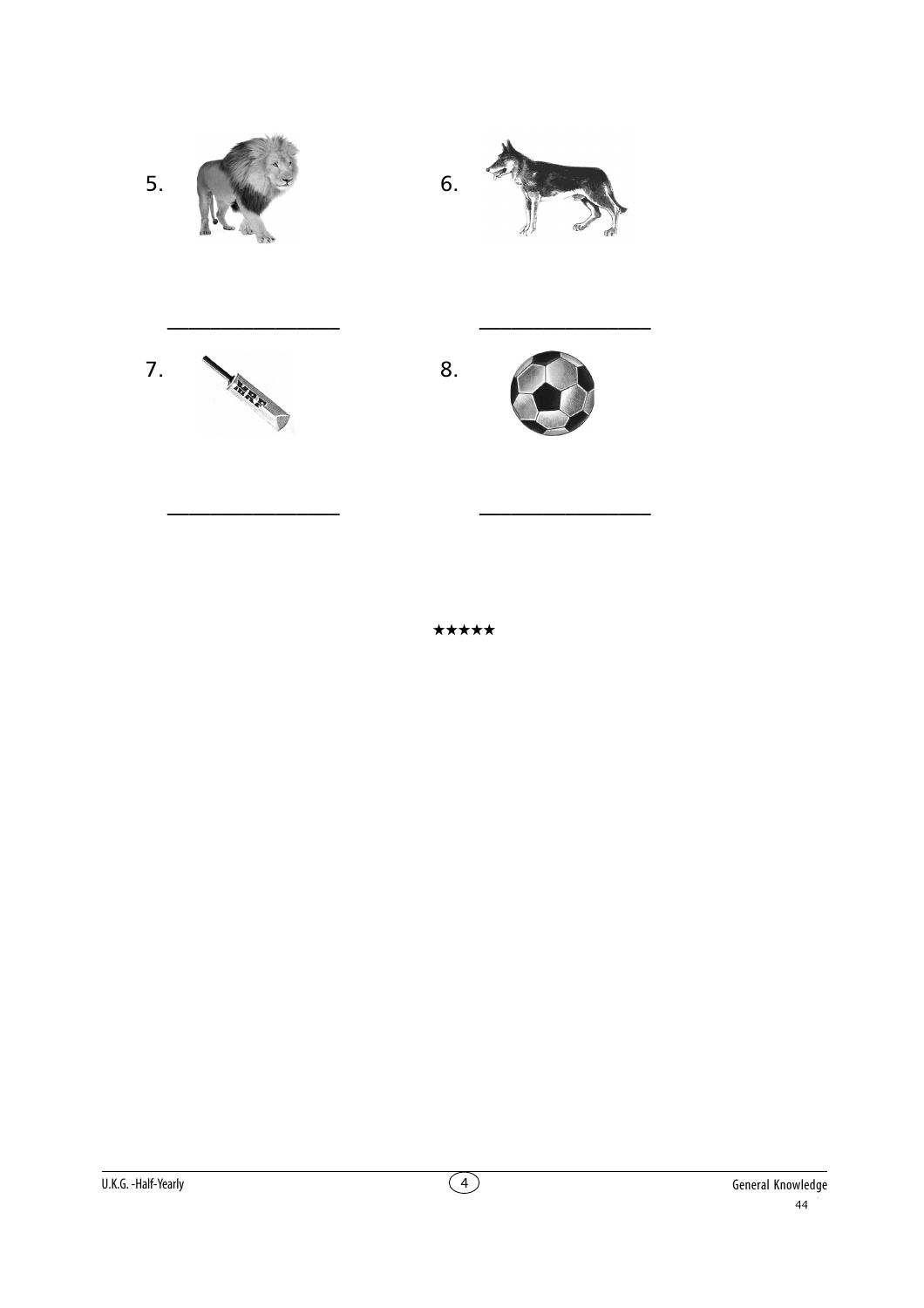5.

________________

6.

________________

7.

________________

8.

________________

★★★★★